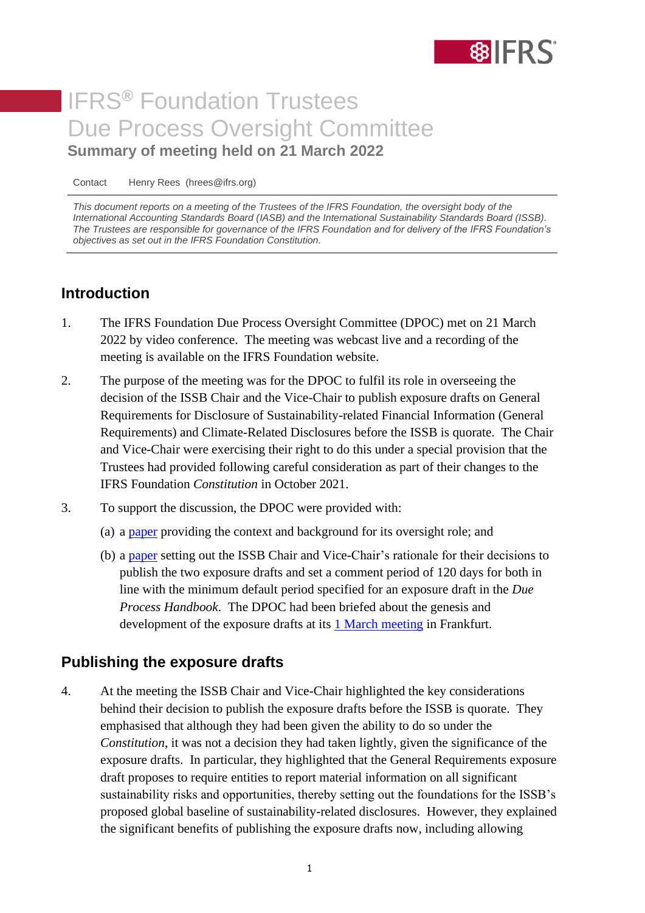# IFRS® Foundation Trustees Due Process Oversight Committee

**Summary of meeting held on 21 March 2022**

Contact Henry Rees (hrees@ifrs.org)

*This document reports on a meeting of the Trustees of the IFRS Foundation, the oversight body of the International Accounting Standards Board (IASB) and the International Sustainability Standards Board (ISSB). The Trustees are responsible for governance of the IFRS Foundation and for delivery of the IFRS Foundation's objectives as set out in the IFRS Foundation Constitution.*

## Introduction

1. The IFRS Foundation Due Process Oversight Committee (DPOC) met on 21 March 2022 by video conference. The meeting was webcast live and a recording of the meeting is available on the IFRS Foundation website.

2. The purpose of the meeting was for the DPOC to fulfil its role in overseeing the decision of the ISSB Chair and the Vice-Chair to publish exposure drafts on General Requirements for Disclosure of Sustainability-related Financial Information (General Requirements) and Climate-Related Disclosures before the ISSB is quorate. The Chair and Vice-Chair were exercising their right to do this under a special provision that the Trustees had provided following careful consideration as part of their changes to the IFRS Foundation *Constitution* in October 2021.

3. To support the discussion, the DPOC were provided with:

   (a) a paper providing the context and background for its oversight role; and

   (b) a paper setting out the ISSB Chair and Vice-Chair's rationale for their decisions to publish the two exposure drafts and set a comment period of 120 days for both in line with the minimum default period specified for an exposure draft in the *Due Process Handbook*. The DPOC had been briefed about the genesis and development of the exposure drafts at its 1 March meeting in Frankfurt.

## Publishing the exposure drafts

4. At the meeting the ISSB Chair and Vice-Chair highlighted the key considerations behind their decision to publish the exposure drafts before the ISSB is quorate. They emphasised that although they had been given the ability to do so under the *Constitution*, it was not a decision they had taken lightly, given the significance of the exposure drafts. In particular, they highlighted that the General Requirements exposure draft proposes to require entities to report material information on all significant sustainability risks and opportunities, thereby setting out the foundations for the ISSB's proposed global baseline of sustainability-related disclosures. However, they explained the significant benefits of publishing the exposure drafts now, including allowing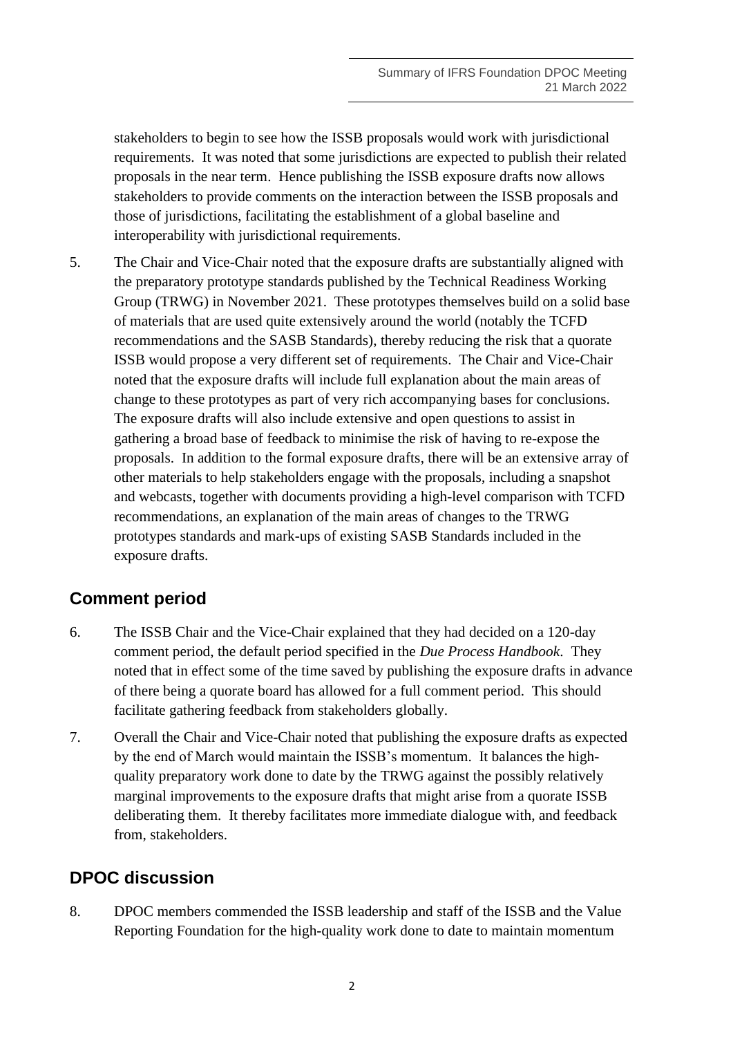stakeholders to begin to see how the ISSB proposals would work with jurisdictional requirements. It was noted that some jurisdictions are expected to publish their related proposals in the near term. Hence publishing the ISSB exposure drafts now allows stakeholders to provide comments on the interaction between the ISSB proposals and those of jurisdictions, facilitating the establishment of a global baseline and interoperability with jurisdictional requirements.

5. The Chair and Vice-Chair noted that the exposure drafts are substantially aligned with the preparatory prototype standards published by the Technical Readiness Working Group (TRWG) in November 2021. These prototypes themselves build on a solid base of materials that are used quite extensively around the world (notably the TCFD recommendations and the SASB Standards), thereby reducing the risk that a quorate ISSB would propose a very different set of requirements. The Chair and Vice-Chair noted that the exposure drafts will include full explanation about the main areas of change to these prototypes as part of very rich accompanying bases for conclusions. The exposure drafts will also include extensive and open questions to assist in gathering a broad base of feedback to minimise the risk of having to re-expose the proposals. In addition to the formal exposure drafts, there will be an extensive array of other materials to help stakeholders engage with the proposals, including a snapshot and webcasts, together with documents providing a high-level comparison with TCFD recommendations, an explanation of the main areas of changes to the TRWG prototypes standards and mark-ups of existing SASB Standards included in the exposure drafts.

## Comment period

6. The ISSB Chair and the Vice-Chair explained that they had decided on a 120-day comment period, the default period specified in the *Due Process Handbook*. They noted that in effect some of the time saved by publishing the exposure drafts in advance of there being a quorate board has allowed for a full comment period. This should facilitate gathering feedback from stakeholders globally.

7. Overall the Chair and Vice-Chair noted that publishing the exposure drafts as expected by the end of March would maintain the ISSB's momentum. It balances the high-quality preparatory work done to date by the TRWG against the possibly relatively marginal improvements to the exposure drafts that might arise from a quorate ISSB deliberating them. It thereby facilitates more immediate dialogue with, and feedback from, stakeholders.

## DPOC discussion

8. DPOC members commended the ISSB leadership and staff of the ISSB and the Value Reporting Foundation for the high-quality work done to date to maintain momentum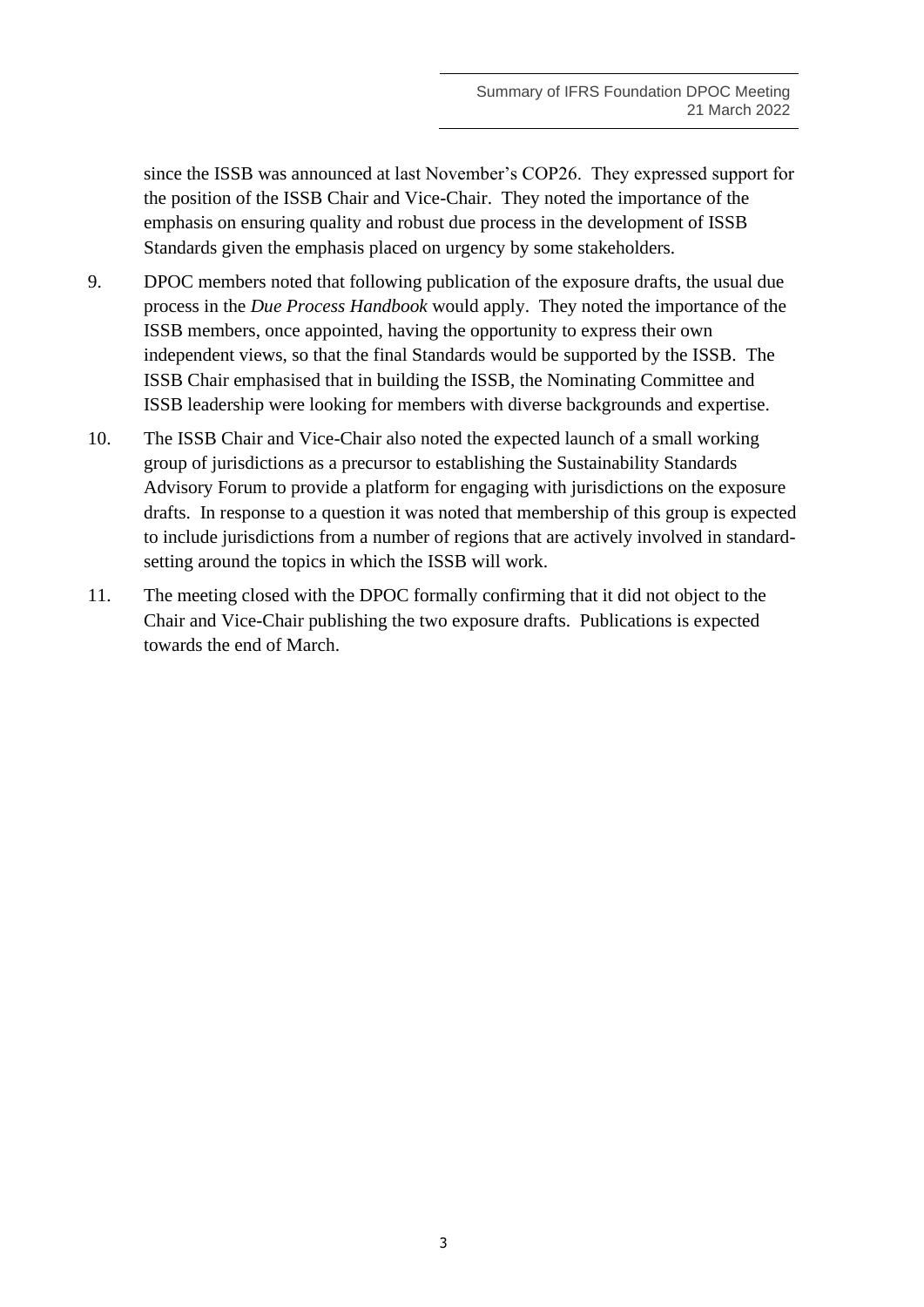since the ISSB was announced at last November's COP26. They expressed support for the position of the ISSB Chair and Vice-Chair. They noted the importance of the emphasis on ensuring quality and robust due process in the development of ISSB Standards given the emphasis placed on urgency by some stakeholders.

9. DPOC members noted that following publication of the exposure drafts, the usual due process in the *Due Process Handbook* would apply. They noted the importance of the ISSB members, once appointed, having the opportunity to express their own independent views, so that the final Standards would be supported by the ISSB. The ISSB Chair emphasised that in building the ISSB, the Nominating Committee and ISSB leadership were looking for members with diverse backgrounds and expertise.

10. The ISSB Chair and Vice-Chair also noted the expected launch of a small working group of jurisdictions as a precursor to establishing the Sustainability Standards Advisory Forum to provide a platform for engaging with jurisdictions on the exposure drafts. In response to a question it was noted that membership of this group is expected to include jurisdictions from a number of regions that are actively involved in standard-setting around the topics in which the ISSB will work.

11. The meeting closed with the DPOC formally confirming that it did not object to the Chair and Vice-Chair publishing the two exposure drafts. Publications is expected towards the end of March.